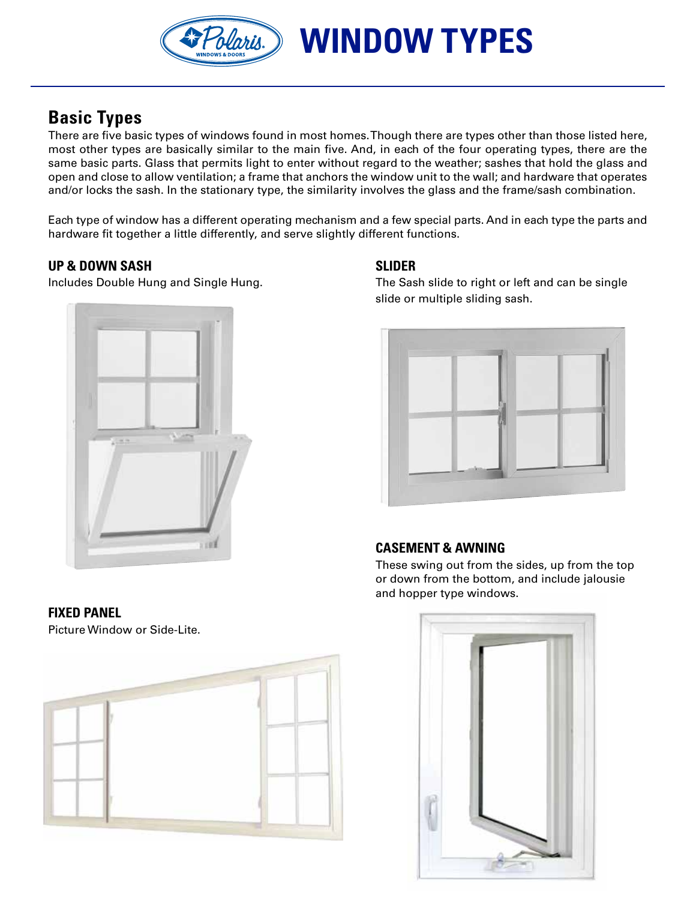# WINDOW TYPES

## Basic Types

There are five basic types of windows found in most homes. Though there are types other than those listed here, most other types are basically similar to the main five. And, in each of the four operating types, there are the same basic parts. Glass that permits light to enter without regard to the weather; sashes that hold the glass and open and close to allow ventilation; a frame that anchors the window unit to the wall; and hardware that operates and/or locks the sash. In the stationary type, the similarity involves the glass and the frame/sash combination.

Each type of window has a different operating mechanism and a few special parts. And in each type the parts and hardware fit together a little differently, and serve slightly different functions.

### UP & DOWN SASH

Includes Double Hung and Single Hung.

### FIXED PANEL

Picture Window or Side-Lite.

### SLIDER

The Sash slide to right or left and can be single slide or multiple sliding sash.

### CASEMENT & AWNING

These swing out from the sides, up from the top or down from the bottom, and include jalousie and hopper type windows.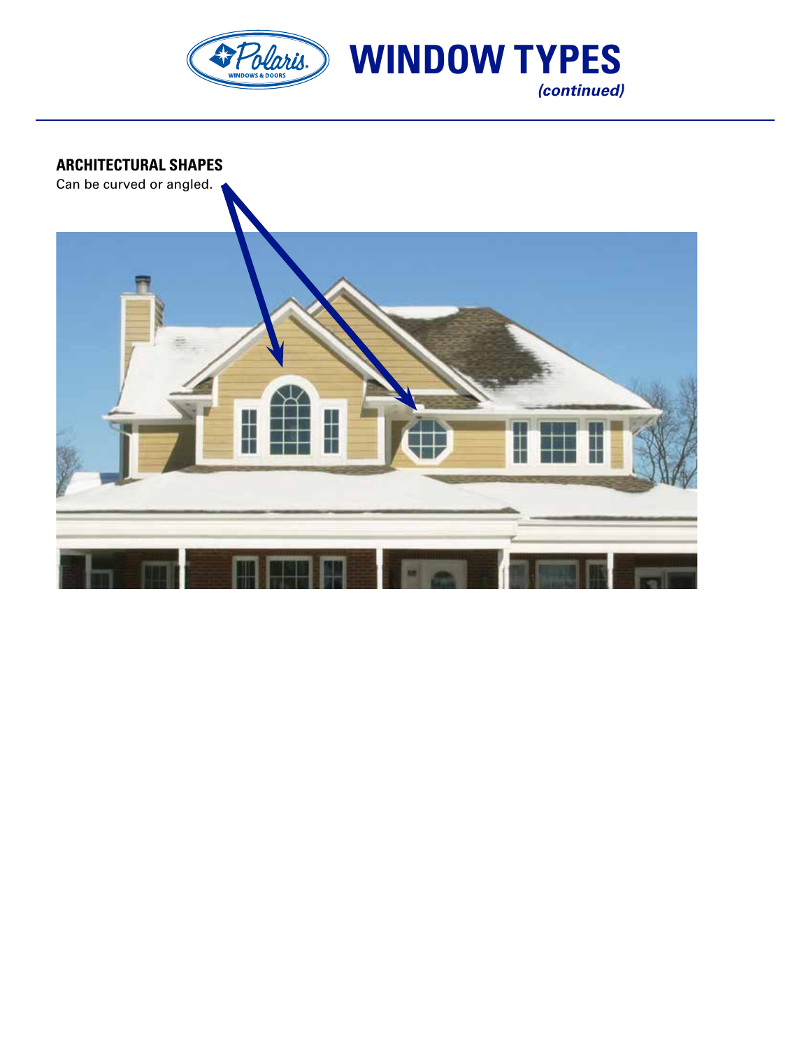# WINDOW TYPES

***(continued)***

## ARCHITECTURAL SHAPES

Can be curved or angled.